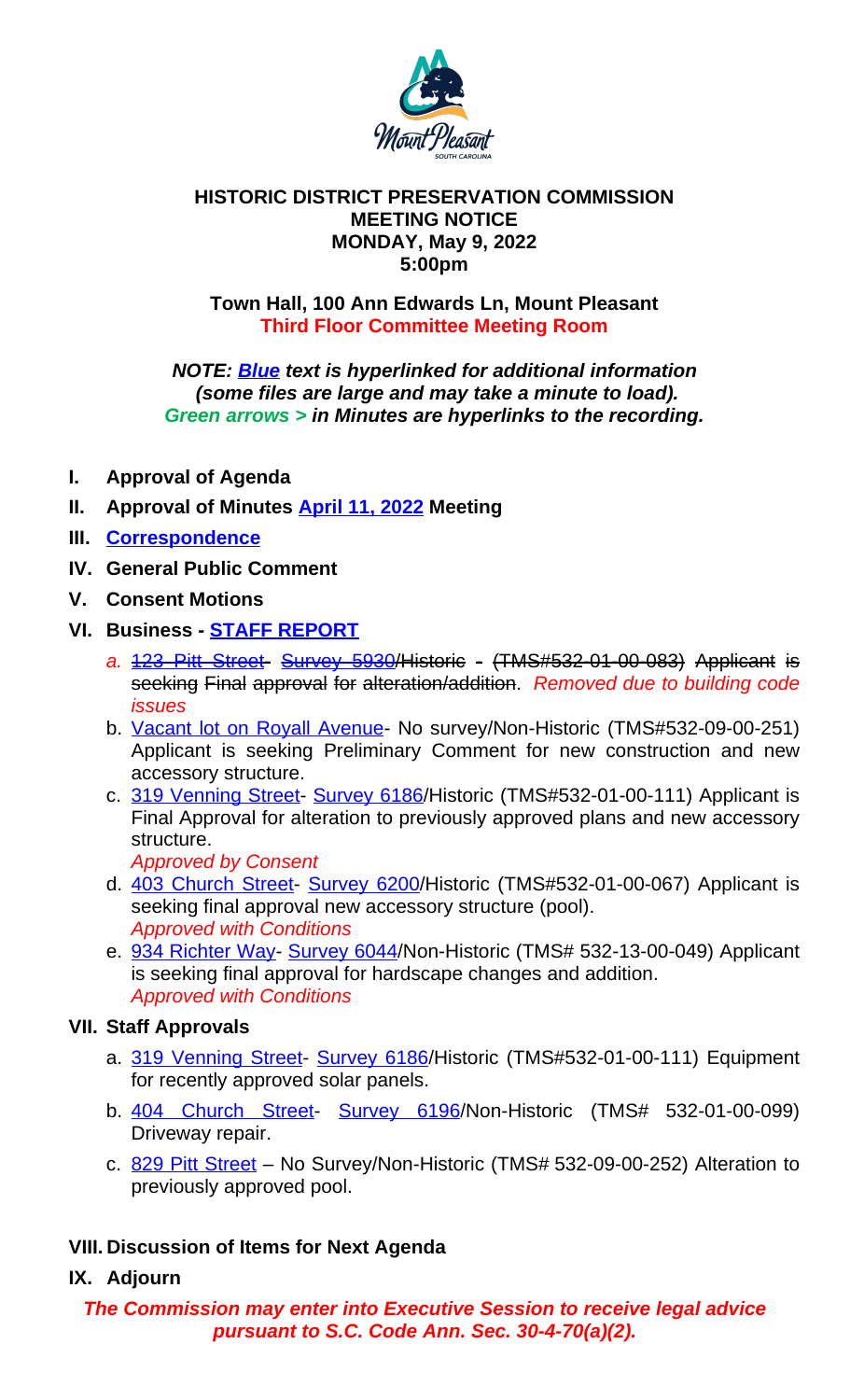**HISTORIC DISTRICT PRESERVATION COMMISSION**
**MEETING NOTICE**
**MONDAY, May 9, 2022**
**5:00pm**

**Town Hall, 100 Ann Edwards Ln, Mount Pleasant**
**Third Floor Committee Meeting Room**

***NOTE: Blue text is hyperlinked for additional information (some files are large and may take a minute to load).***
***Green arrows > in Minutes are hyperlinks to the recording.***

- **I. Approval of Agenda**
- **II. Approval of Minutes April 11, 2022 Meeting**
- **III. Correspondence**
- **IV. General Public Comment**
- **V. Consent Motions**
- **VI. Business - STAFF REPORT**
  - a. ~~123 Pitt Street- Survey 5930/Historic - (TMS#532-01-00-083) Applicant is seeking Final approval for alteration/addition~~. *Removed due to building code issues*
  - b. Vacant lot on Royall Avenue- No survey/Non-Historic (TMS#532-09-00-251) Applicant is seeking Preliminary Comment for new construction and new accessory structure.
  - c. 319 Venning Street- Survey 6186/Historic (TMS#532-01-00-111) Applicant is Final Approval for alteration to previously approved plans and new accessory structure.
    *Approved by Consent*
  - d. 403 Church Street- Survey 6200/Historic (TMS#532-01-00-067) Applicant is seeking final approval new accessory structure (pool).
    *Approved with Conditions*
  - e. 934 Richter Way- Survey 6044/Non-Historic (TMS# 532-13-00-049) Applicant is seeking final approval for hardscape changes and addition.
    *Approved with Conditions*
- **VII. Staff Approvals**
  - a. 319 Venning Street- Survey 6186/Historic (TMS#532-01-00-111) Equipment for recently approved solar panels.
  - b. 404 Church Street- Survey 6196/Non-Historic (TMS# 532-01-00-099) Driveway repair.
  - c. 829 Pitt Street – No Survey/Non-Historic (TMS# 532-09-00-252) Alteration to previously approved pool.
- **VIII. Discussion of Items for Next Agenda**
- **IX. Adjourn**

***The Commission may enter into Executive Session to receive legal advice pursuant to S.C. Code Ann. Sec. 30-4-70(a)(2).***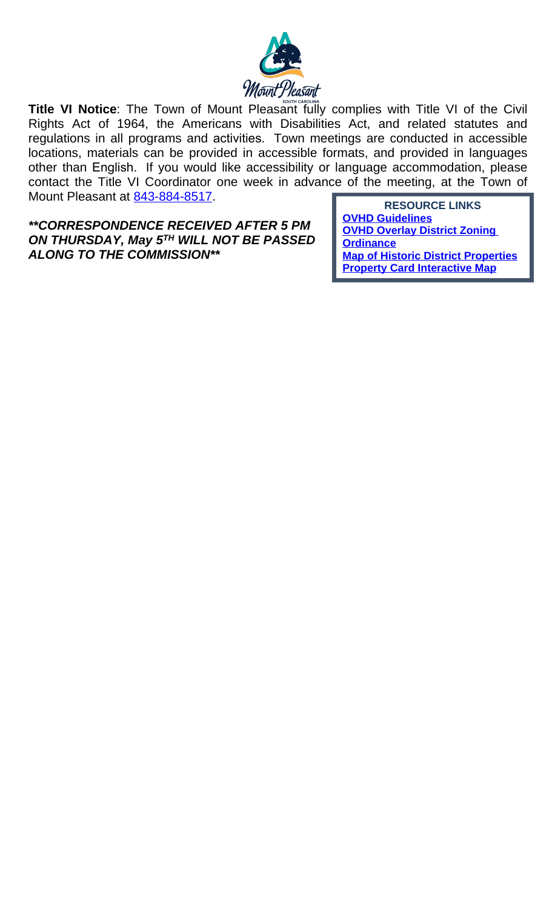**Title VI Notice**: The Town of Mount Pleasant fully complies with Title VI of the Civil Rights Act of 1964, the Americans with Disabilities Act, and related statutes and regulations in all programs and activities. Town meetings are conducted in accessible locations, materials can be provided in accessible formats, and provided in languages other than English. If you would like accessibility or language accommodation, please contact the Title VI Coordinator one week in advance of the meeting, at the Town of Mount Pleasant at 843-884-8517.

***\*\*CORRESPONDENCE RECEIVED AFTER 5 PM ON THURSDAY, May 5TH WILL NOT BE PASSED ALONG TO THE COMMISSION\*\****

**RESOURCE LINKS**

- **OVHD Guidelines**
- **OVHD Overlay District Zoning Ordinance**
- **Map of Historic District Properties**
- **Property Card Interactive Map**